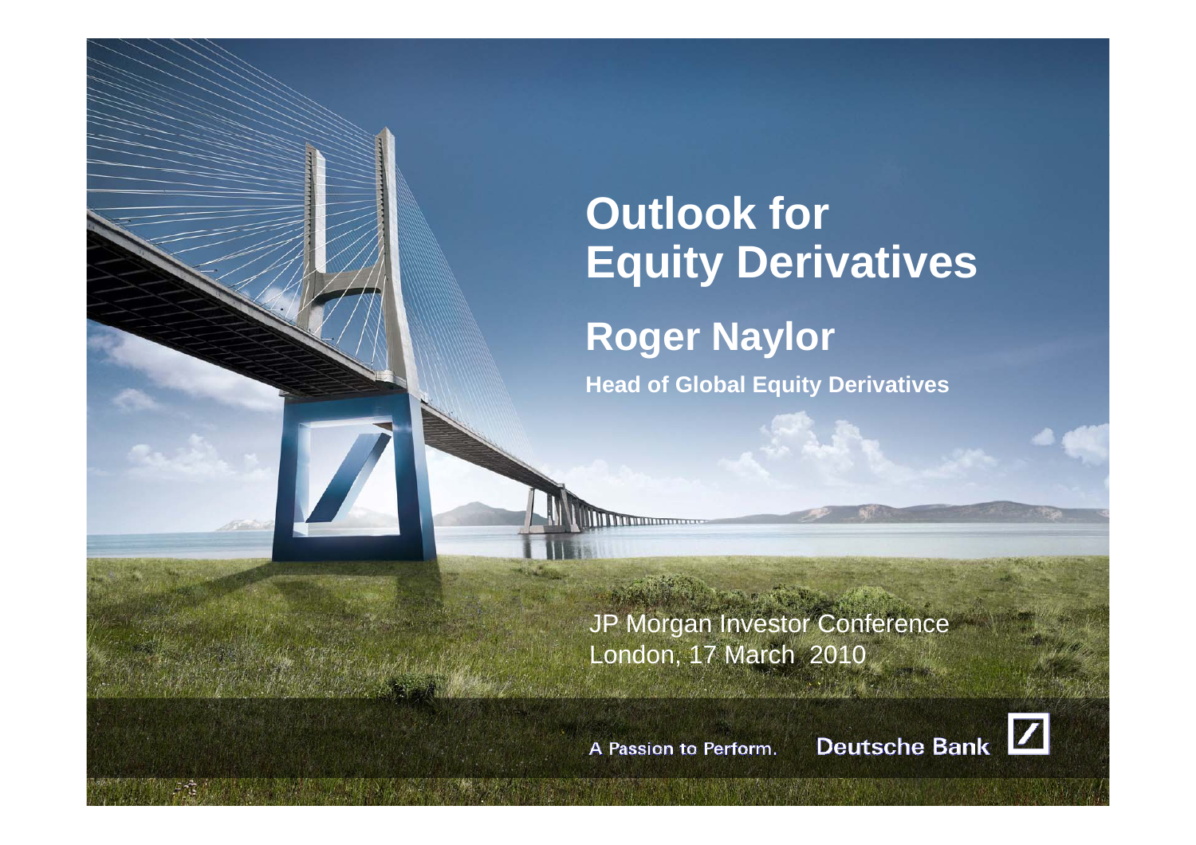# Outlook for Equity Derivatives

## Roger Naylor

**Head of Global Equity Derivatives**

JP Morgan Investor Conference
London, 17 March 2010

A Passion to Perform. Deutsche Bank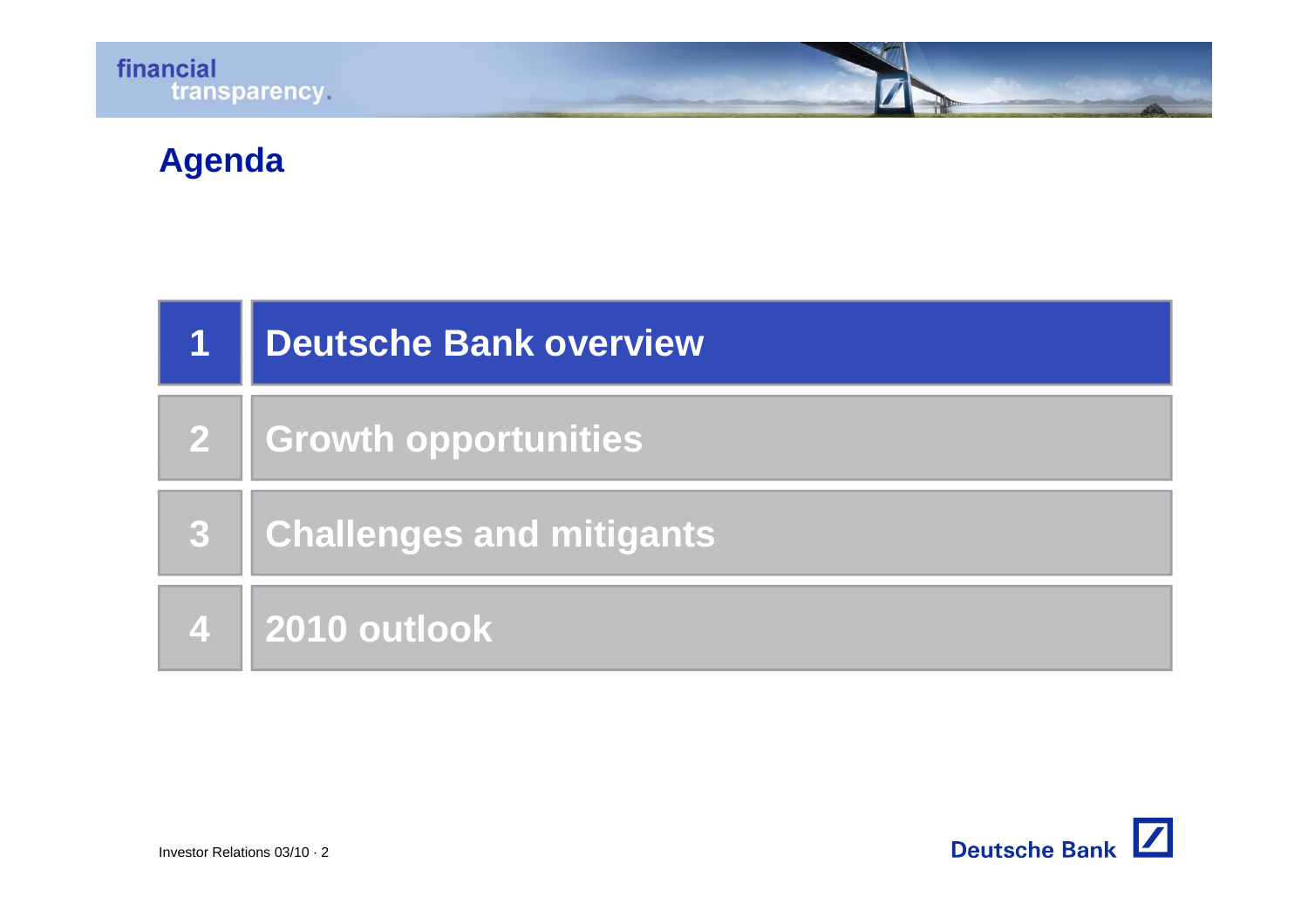# Agenda

1. **Deutsche Bank overview**
2. Growth opportunities
3. Challenges and mitigants
4. 2010 outlook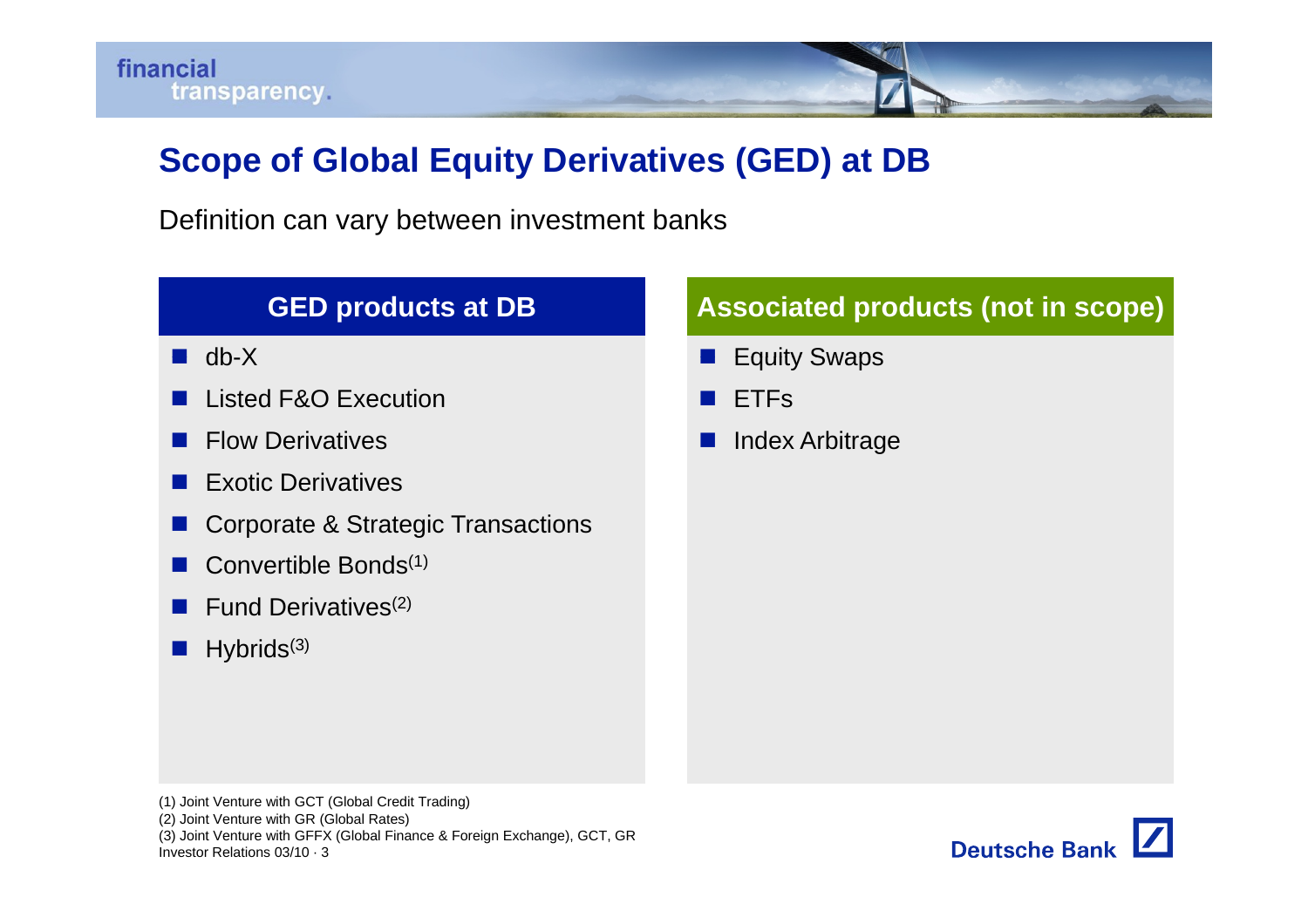# Scope of Global Equity Derivatives (GED) at DB

Definition can vary between investment banks

## GED products at DB

- db-X
- Listed F&O Execution
- Flow Derivatives
- Exotic Derivatives
- Corporate & Strategic Transactions
- Convertible Bonds(1)
- Fund Derivatives(2)
- Hybrids(3)

## Associated products (not in scope)

- Equity Swaps
- ETFs
- Index Arbitrage

(1) Joint Venture with GCT (Global Credit Trading)
(2) Joint Venture with GR (Global Rates)
(3) Joint Venture with GFFX (Global Finance & Foreign Exchange), GCT, GR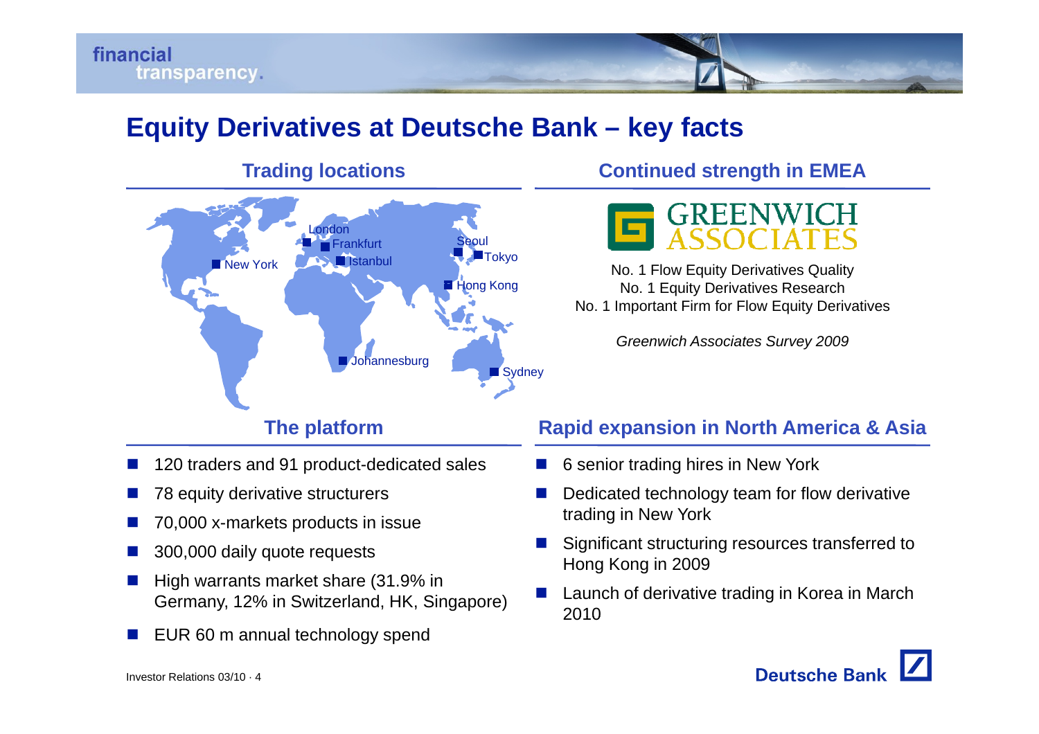# Equity Derivatives at Deutsche Bank – key facts

## Trading locations

New York, London, Frankfurt, Istanbul, Johannesburg, Seoul, Tokyo, Hong Kong, Sydney

## Continued strength in EMEA

GREENWICH ASSOCIATES

No. 1 Flow Equity Derivatives Quality
No. 1 Equity Derivatives Research
No. 1 Important Firm for Flow Equity Derivatives

*Greenwich Associates Survey 2009*

## The platform

- 120 traders and 91 product-dedicated sales
- 78 equity derivative structurers
- 70,000 x-markets products in issue
- 300,000 daily quote requests
- High warrants market share (31.9% in Germany, 12% in Switzerland, HK, Singapore)
- EUR 60 m annual technology spend

## Rapid expansion in North America & Asia

- 6 senior trading hires in New York
- Dedicated technology team for flow derivative trading in New York
- Significant structuring resources transferred to Hong Kong in 2009
- Launch of derivative trading in Korea in March 2010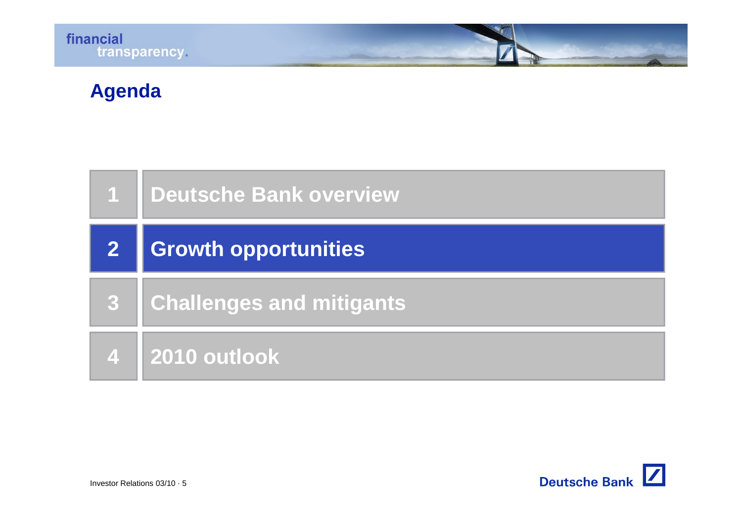# Agenda

1. Deutsche Bank overview
2. **Growth opportunities**
3. Challenges and mitigants
4. 2010 outlook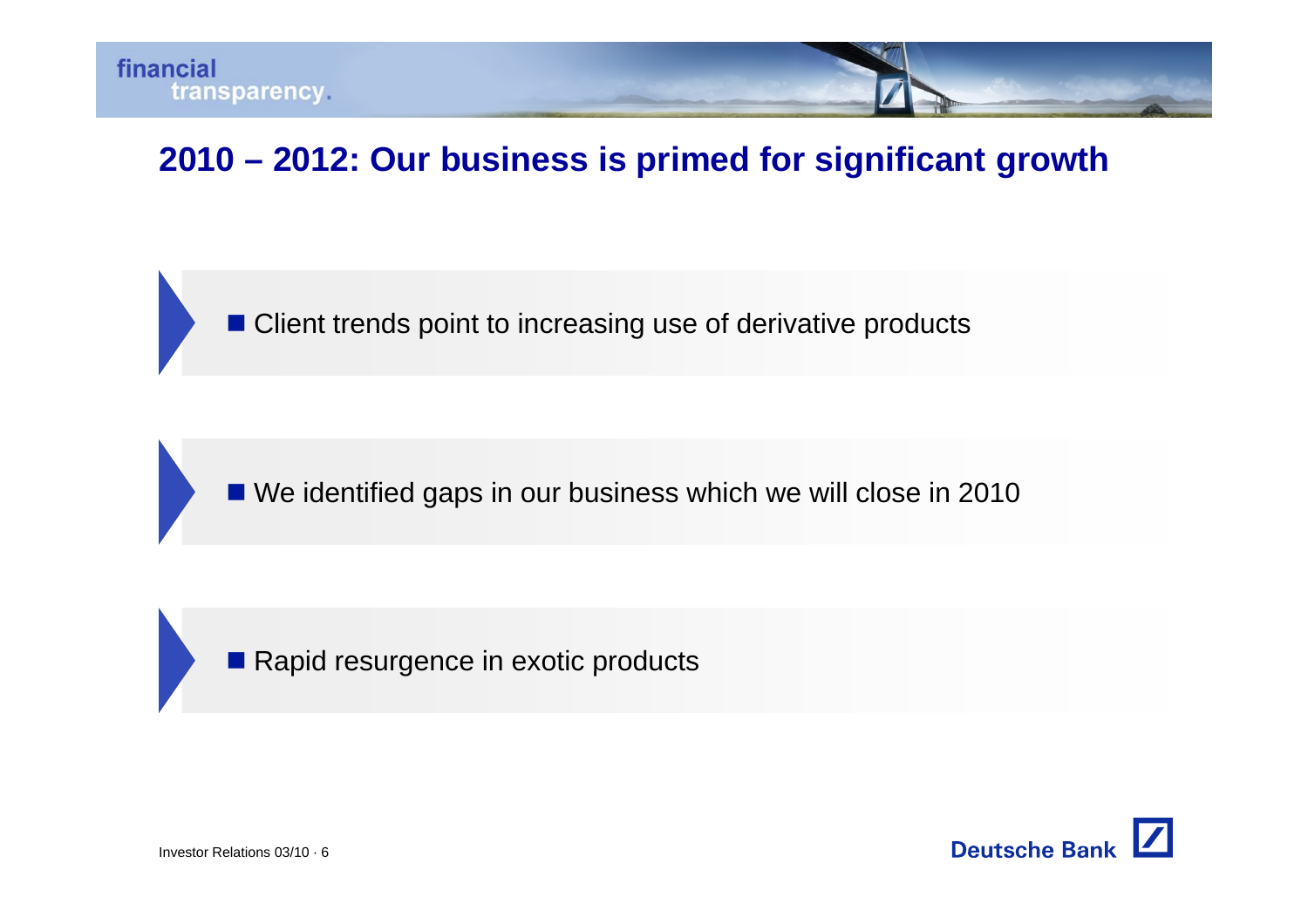## 2010 – 2012: Our business is primed for significant growth

- Client trends point to increasing use of derivative products

- We identified gaps in our business which we will close in 2010

- Rapid resurgence in exotic products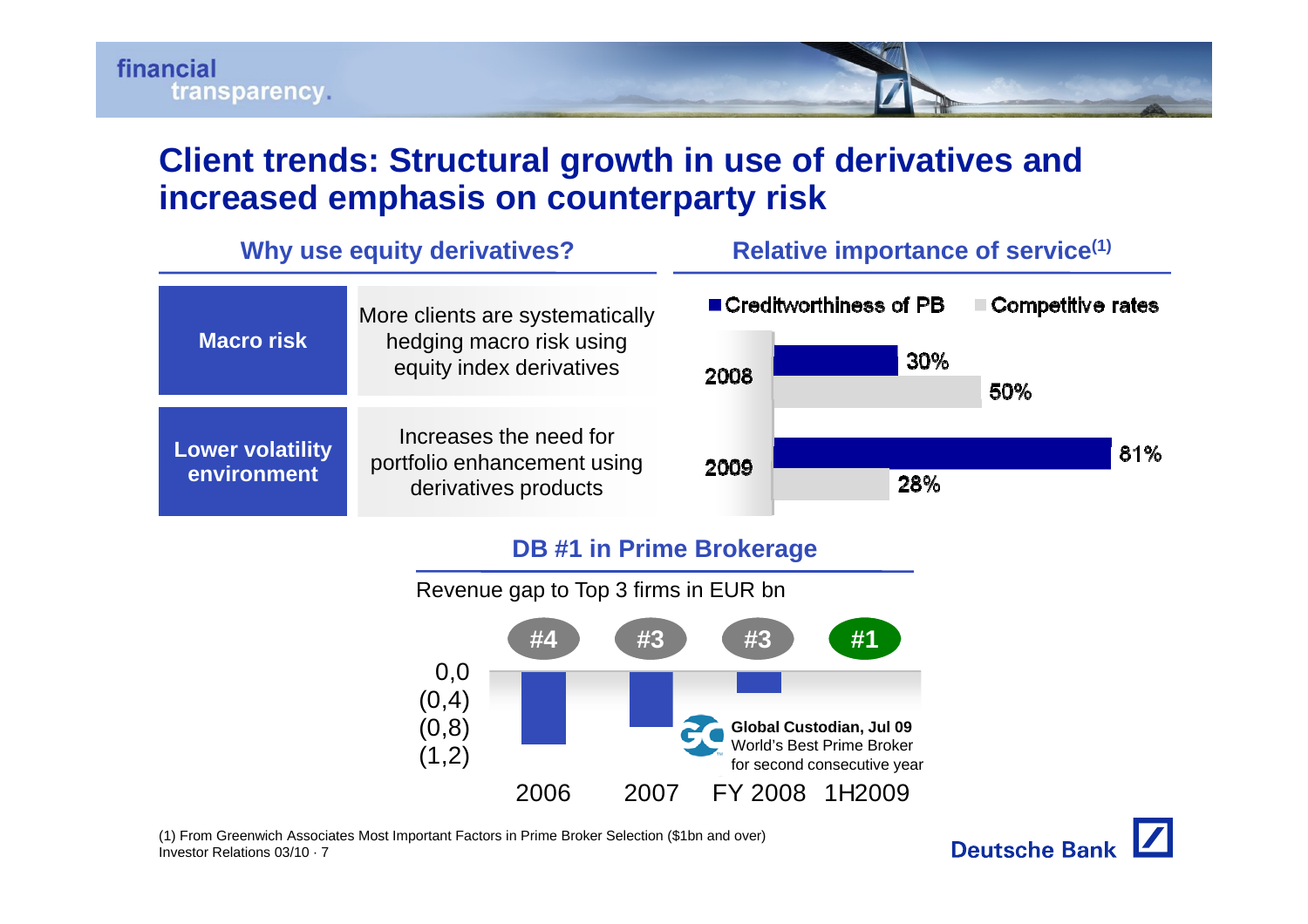# Client trends: Structural growth in use of derivatives and increased emphasis on counterparty risk

## Why use equity derivatives?

| | |
|---|---|
| **Macro risk** | More clients are systematically hedging macro risk using equity index derivatives |
| **Lower volatility environment** | Increases the need for portfolio enhancement using derivatives products |

## Relative importance of service[1]

| | Creditworthiness of PB | Competitive rates |
|---|---|---|
| 2008 | 30% | 50% |
| 2009 | 81% | 28% |

## DB #1 in Prime Brokerage

Revenue gap to Top 3 firms in EUR bn

| | 2006 | 2007 | FY 2008 | 1H2009 |
|---|---|---|---|---|
| Rank | #4 | #3 | #3 | #1 |

**Global Custodian, Jul 09**
World's Best Prime Broker for second consecutive year

(1) From Greenwich Associates Most Important Factors in Prime Broker Selection ($1bn and over)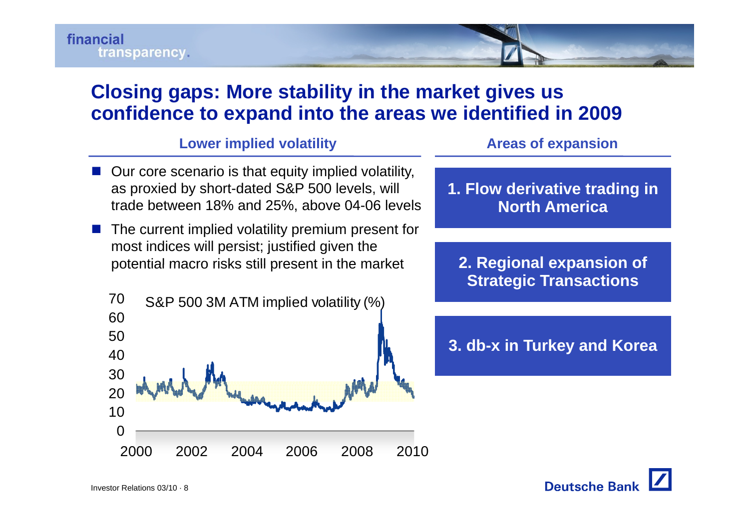# Closing gaps: More stability in the market gives us confidence to expand into the areas we identified in 2009

## Lower implied volatility

- Our core scenario is that equity implied volatility, as proxied by short-dated S&P 500 levels, will trade between 18% and 25%, above 04-06 levels
- The current implied volatility premium present for most indices will persist; justified given the potential macro risks still present in the market

S&P 500 3M ATM implied volatility (%)

## Areas of expansion

**1. Flow derivative trading in North America**

**2. Regional expansion of Strategic Transactions**

**3. db-x in Turkey and Korea**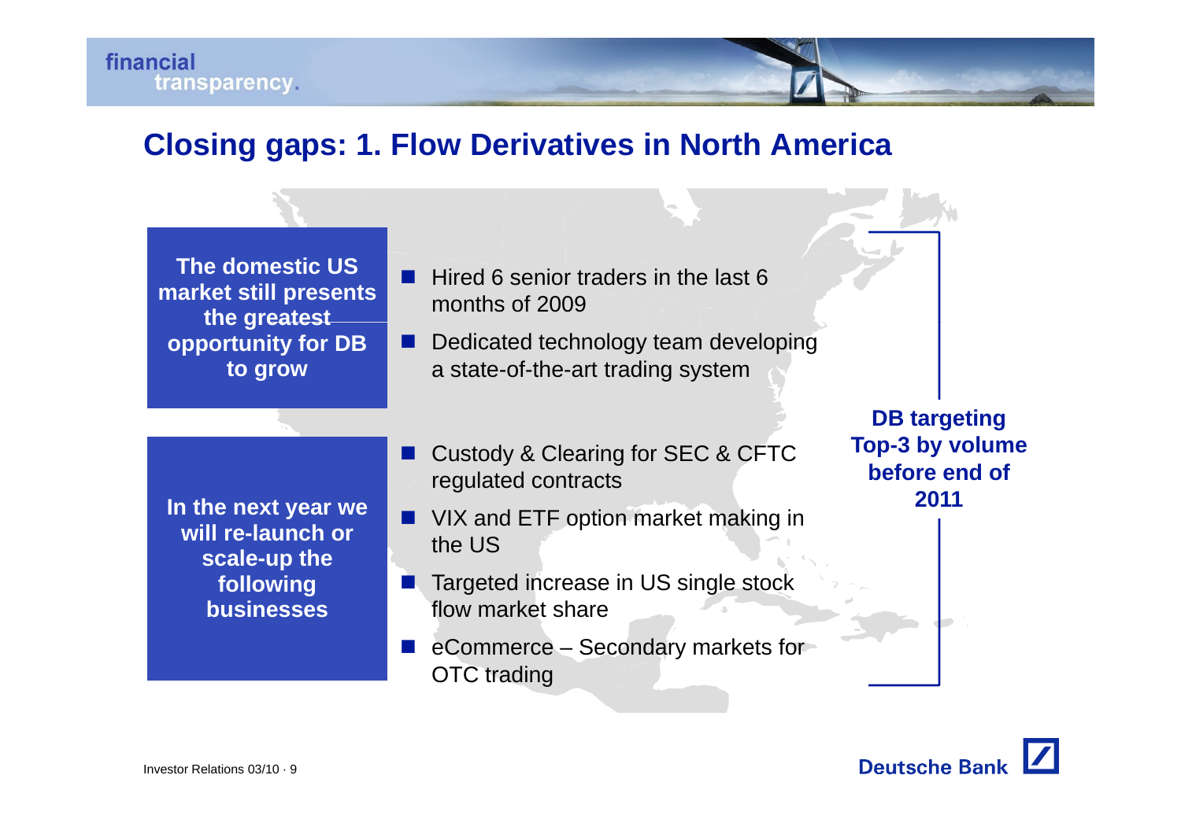# Closing gaps: 1. Flow Derivatives in North America

**The domestic US market still presents the greatest opportunity for DB to grow**

- Hired 6 senior traders in the last 6 months of 2009
- Dedicated technology team developing a state-of-the-art trading system

**In the next year we will re-launch or scale-up the following businesses**

- Custody & Clearing for SEC & CFTC regulated contracts
- VIX and ETF option market making in the US
- Targeted increase in US single stock flow market share
- eCommerce – Secondary markets for OTC trading

**DB targeting Top-3 by volume before end of 2011**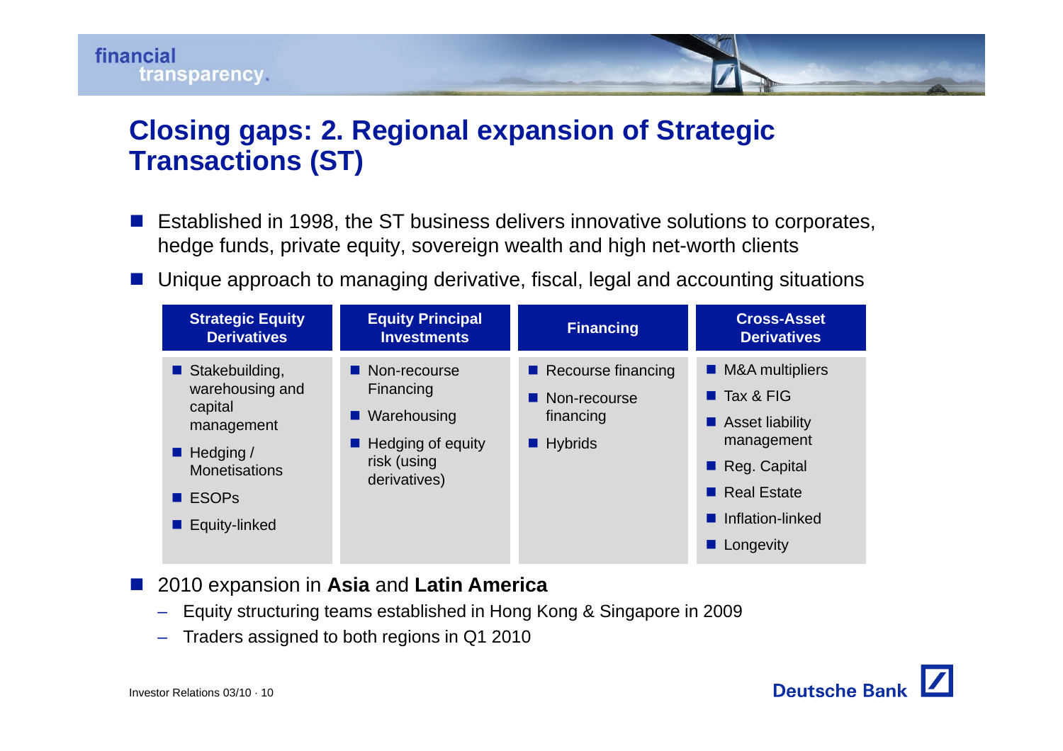# Closing gaps: 2. Regional expansion of Strategic Transactions (ST)

- Established in 1998, the ST business delivers innovative solutions to corporates, hedge funds, private equity, sovereign wealth and high net-worth clients
- Unique approach to managing derivative, fiscal, legal and accounting situations

| Strategic Equity Derivatives | Equity Principal Investments | Financing | Cross-Asset Derivatives |
|---|---|---|---|
| ■ Stakebuilding, warehousing and capital management<br>■ Hedging / Monetisations<br>■ ESOPs<br>■ Equity-linked | ■ Non-recourse Financing<br>■ Warehousing<br>■ Hedging of equity risk (using derivatives) | ■ Recourse financing<br>■ Non-recourse financing<br>■ Hybrids | ■ M&A multipliers<br>■ Tax & FIG<br>■ Asset liability management<br>■ Reg. Capital<br>■ Real Estate<br>■ Inflation-linked<br>■ Longevity |

- 2010 expansion in **Asia** and **Latin America**
  - Equity structuring teams established in Hong Kong & Singapore in 2009
  - Traders assigned to both regions in Q1 2010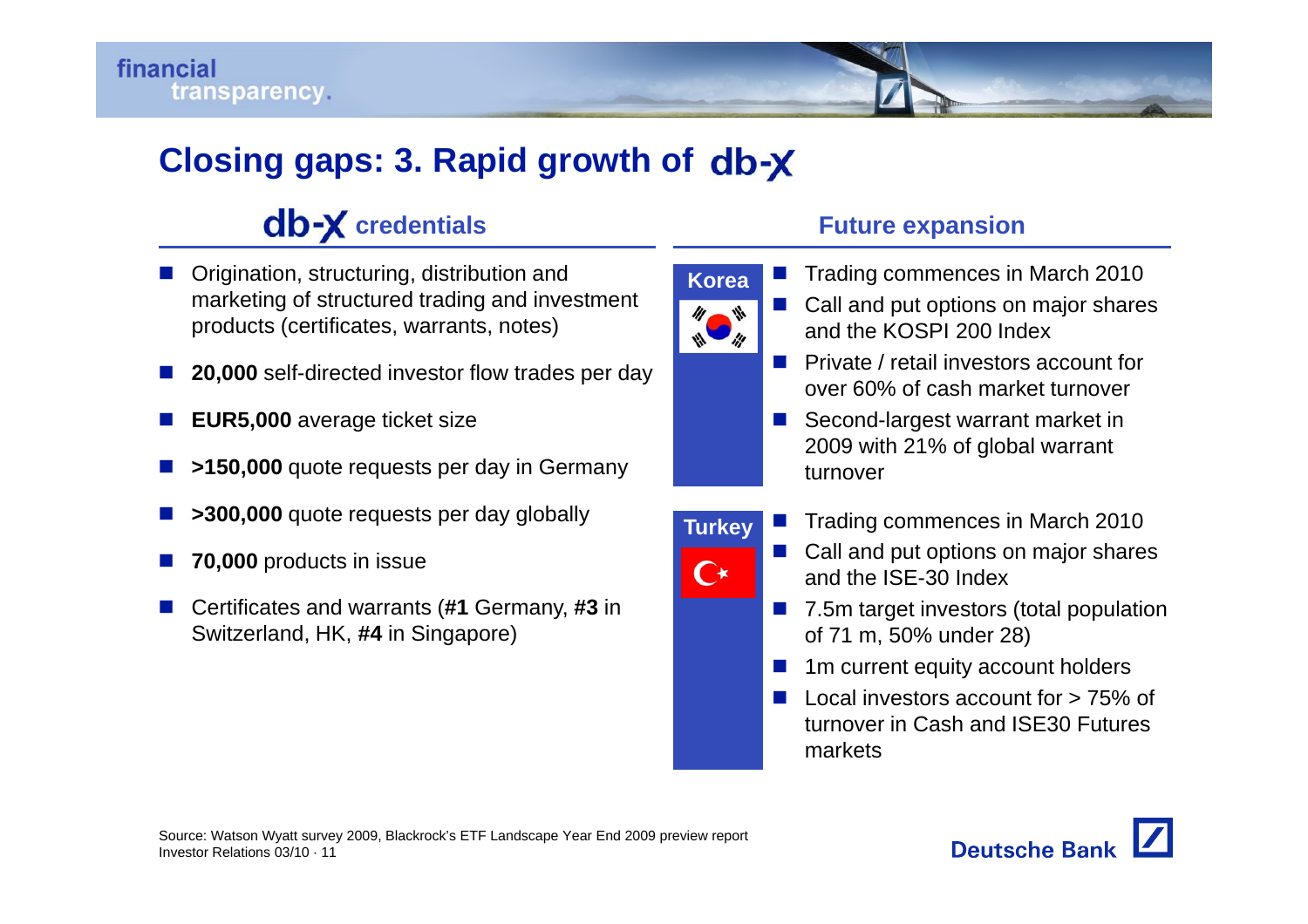# Closing gaps: 3. Rapid growth of db-X

## db-X credentials

- Origination, structuring, distribution and marketing of structured trading and investment products (certificates, warrants, notes)
- **20,000** self-directed investor flow trades per day
- **EUR5,000** average ticket size
- **>150,000** quote requests per day in Germany
- **>300,000** quote requests per day globally
- **70,000** products in issue
- Certificates and warrants (**#1** Germany, **#3** in Switzerland, HK, **#4** in Singapore)

## Future expansion

**Korea**

- Trading commences in March 2010
- Call and put options on major shares and the KOSPI 200 Index
- Private / retail investors account for over 60% of cash market turnover
- Second-largest warrant market in 2009 with 21% of global warrant turnover

**Turkey**

- Trading commences in March 2010
- Call and put options on major shares and the ISE-30 Index
- 7.5m target investors (total population of 71 m, 50% under 28)
- 1m current equity account holders
- Local investors account for > 75% of turnover in Cash and ISE30 Futures markets

Source: Watson Wyatt survey 2009, Blackrock's ETF Landscape Year End 2009 preview report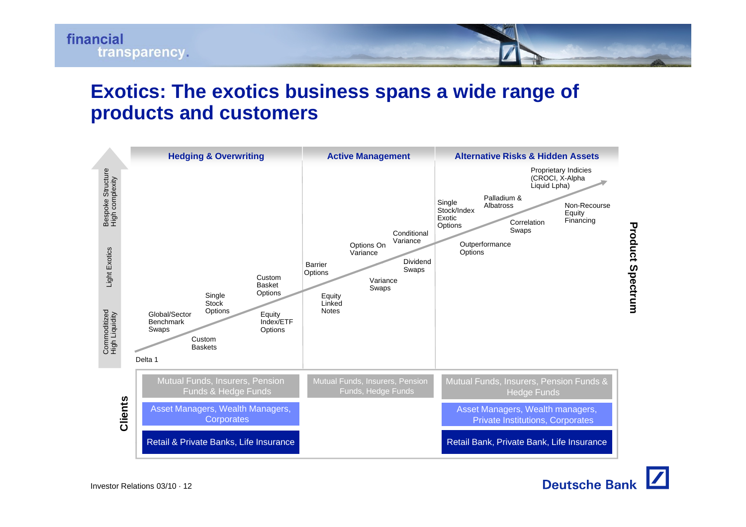# Exotics: The exotics business spans a wide range of products and customers

| | Hedging & Overwriting | Active Management | Alternative Risks & Hidden Assets |
|---|---|---|---|
| **Bespoke Structure / High complexity** | | | Proprietary Indicies (CROCI, X-Alpha Liquid Lpha); Palladium & Albatross; Single Stock/Index Exotic Options; Non-Recourse Equity Financing; Correlation Swaps; Outperformance Options |
| **Light Exotics** | Custom Basket Options | Conditional Variance; Options On Variance; Barrier Options; Dividend Swaps; Variance Swaps; Equity Linked Notes | |
| **Commoditized / High Liquidity** | Delta 1; Global/Sector Benchmark Swaps; Custom Baskets; Single Stock Options; Equity Index/ETF Options | | |

**Product Spectrum**

**Clients**

| Hedging & Overwriting | Active Management | Alternative Risks & Hidden Assets |
|---|---|---|
| Mutual Funds, Insurers, Pension Funds & Hedge Funds | Mutual Funds, Insurers, Pension Funds, Hedge Funds | Mutual Funds, Insurers, Pension Funds & Hedge Funds |
| Asset Managers, Wealth Managers, Corporates | | Asset Managers, Wealth managers, Private Institutions, Corporates |
| Retail & Private Banks, Life Insurance | | Retail Bank, Private Bank, Life Insurance |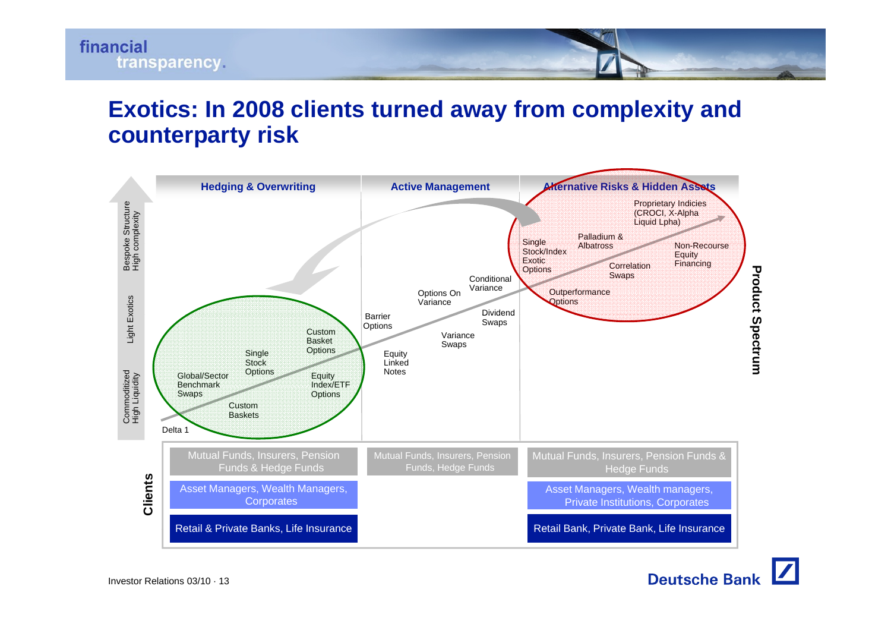# Exotics: In 2008 clients turned away from complexity and counterparty risk

**Product Spectrum**

Vertical axis (bottom to top): Commoditized / High Liquidity — Light Exotics — Bespoke Structure / High complexity

| Hedging & Overwriting | Active Management | Alternative Risks & Hidden Assets |
|---|---|---|
| Delta 1 | Barrier Options | Single Stock/Index Exotic Options |
| Global/Sector Benchmark Swaps | Equity Linked Notes | Palladium & Albatross |
| Custom Baskets | Variance Swaps | Correlation Swaps |
| Single Stock Options | Options On Variance | Outperformance Options |
| Equity Index/ETF Options | Conditional Variance | Proprietary Indicies (CROCI, X-Alpha Liquid Lpha) |
| Custom Basket Options | Dividend Swaps | Non-Recourse Equity Financing |

**Clients**

| Hedging & Overwriting | Active Management | Alternative Risks & Hidden Assets |
|---|---|---|
| Mutual Funds, Insurers, Pension Funds & Hedge Funds | Mutual Funds, Insurers, Pension Funds, Hedge Funds | Mutual Funds, Insurers, Pension Funds & Hedge Funds |
| Asset Managers, Wealth Managers, Corporates | | Asset Managers, Wealth managers, Private Institutions, Corporates |
| Retail & Private Banks, Life Insurance | | Retail Bank, Private Bank, Life Insurance |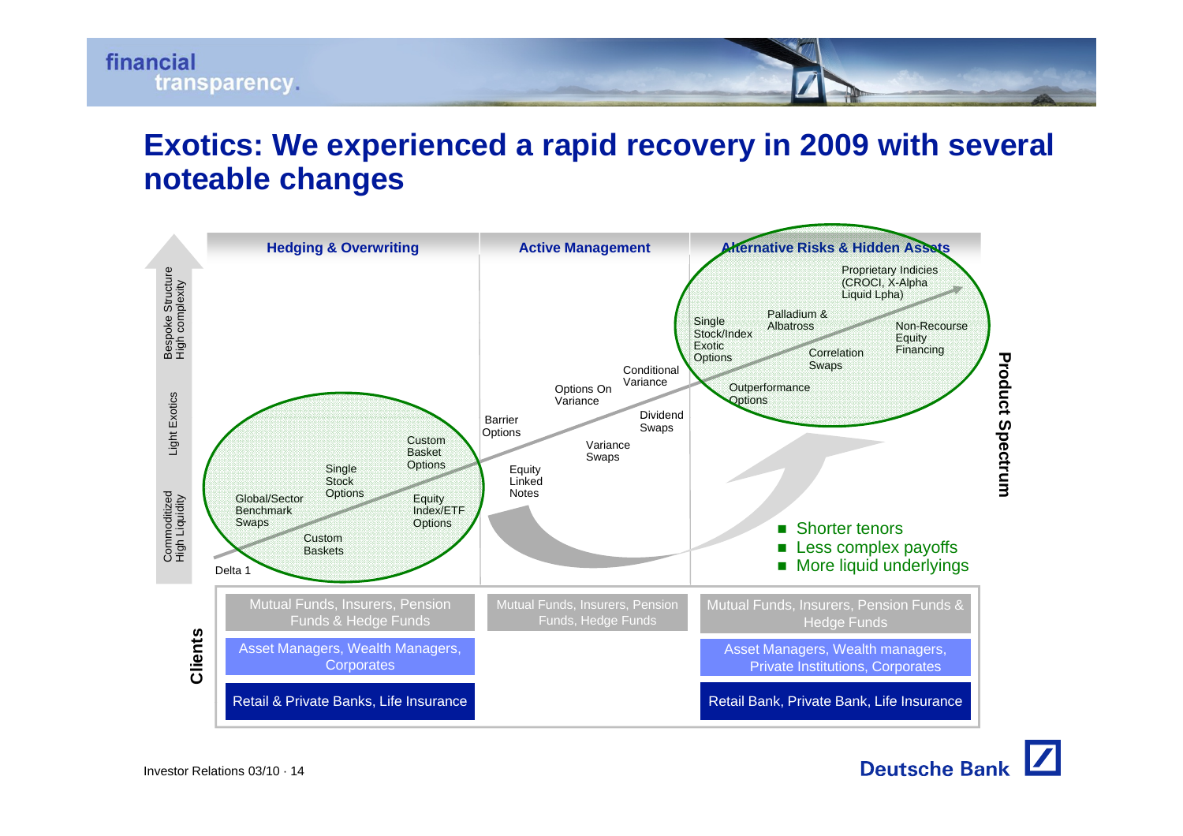# Exotics: We experienced a rapid recovery in 2009 with several noteable changes

**Product Spectrum**

| | Hedging & Overwriting | Active Management | Alternative Risks & Hidden Assets |
|---|---|---|---|
| Bespoke Structure / High complexity | | | Proprietary Indicies (CROCI, X-Alpha Liquid Lpha); Palladium & Albatross; Single Stock/Index Exotic Options; Non-Recourse Equity Financing; Correlation Swaps; Outperformance Options |
| Light Exotics | Custom Basket Options; Single Stock Options | Conditional Variance; Options On Variance; Barrier Options; Dividend Swaps; Variance Swaps; Equity Linked Notes | |
| Commoditized / High Liquidity | Global/Sector Benchmark Swaps; Equity Index/ETF Options; Custom Baskets; Delta 1 | | |

- Shorter tenors
- Less complex payoffs
- More liquid underlyings

**Clients**

| Hedging & Overwriting | Active Management | Alternative Risks & Hidden Assets |
|---|---|---|
| Mutual Funds, Insurers, Pension Funds & Hedge Funds | Mutual Funds, Insurers, Pension Funds, Hedge Funds | Mutual Funds, Insurers, Pension Funds & Hedge Funds |
| Asset Managers, Wealth Managers, Corporates | | Asset Managers, Wealth managers, Private Institutions, Corporates |
| Retail & Private Banks, Life Insurance | | Retail Bank, Private Bank, Life Insurance |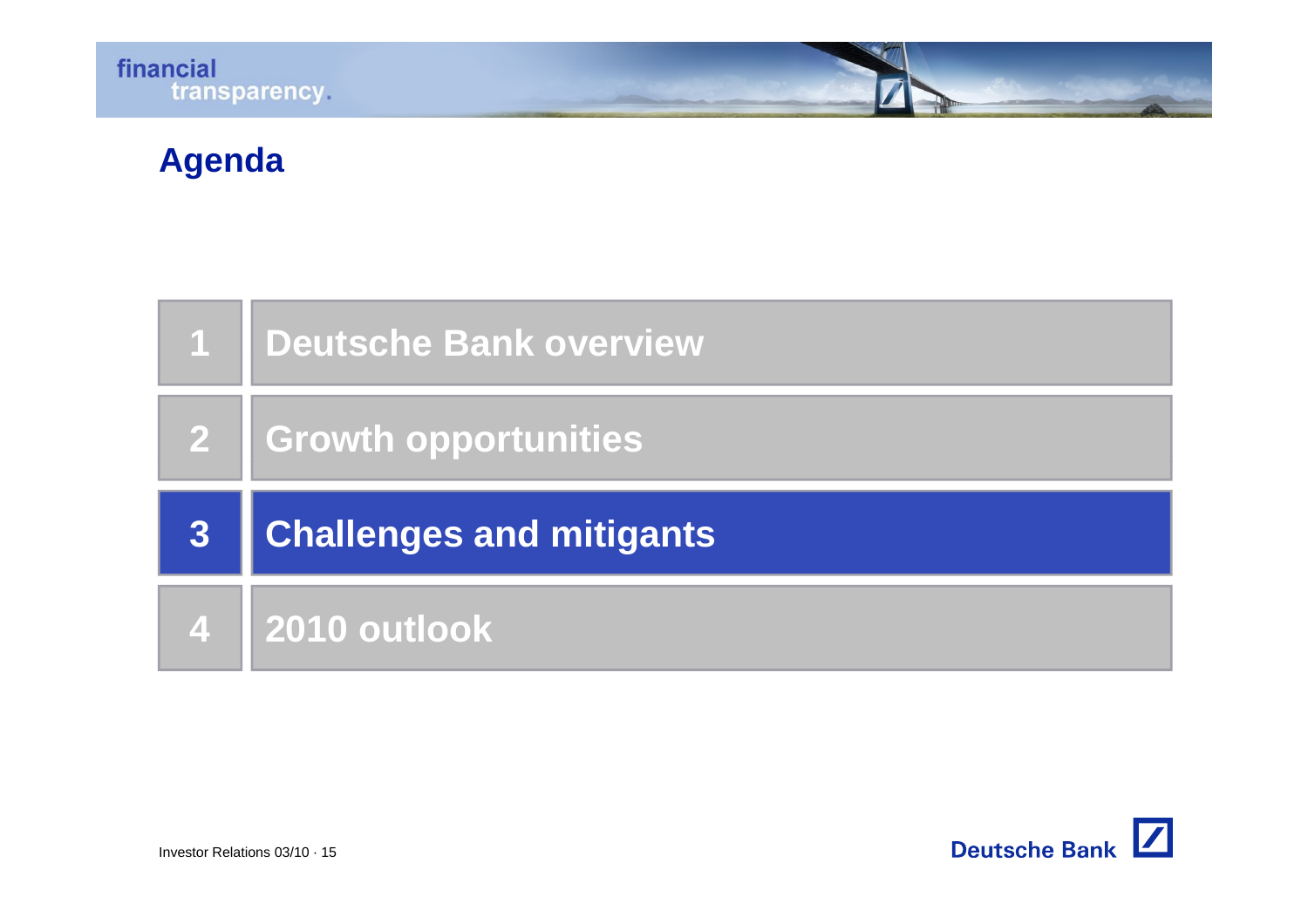# Agenda

| | |
|---|---|
| 1 | Deutsche Bank overview |
| 2 | Growth opportunities |
| 3 | **Challenges and mitigants** |
| 4 | 2010 outlook |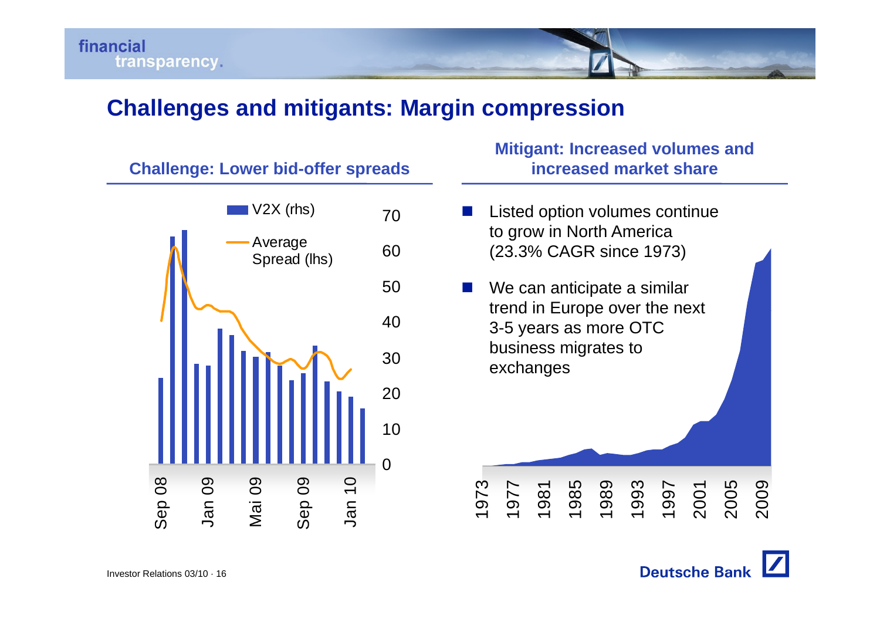# Challenges and mitigants: Margin compression

## Challenge: Lower bid-offer spreads

V2X (rhs)

Average Spread (lhs)

70
60
50
40
30
20
10
0

Sep 08 | Jan 09 | Mai 09 | Sep 09 | Jan 10

## Mitigant: Increased volumes and increased market share

- Listed option volumes continue to grow in North America (23.3% CAGR since 1973)
- We can anticipate a similar trend in Europe over the next 3-5 years as more OTC business migrates to exchanges

1973 | 1977 | 1981 | 1985 | 1989 | 1993 | 1997 | 2001 | 2005 | 2009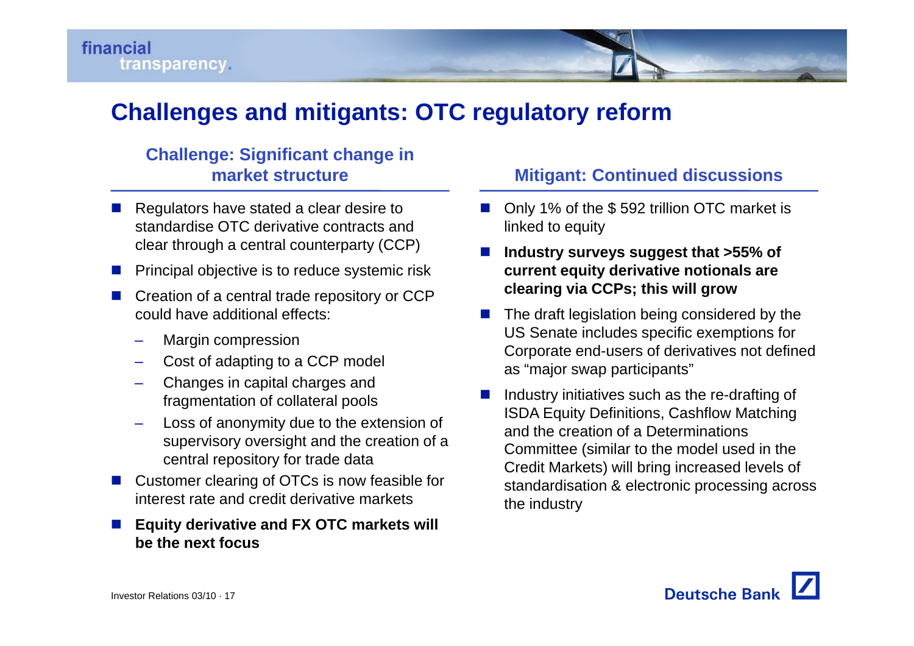# Challenges and mitigants: OTC regulatory reform

## Challenge: Significant change in market structure

- Regulators have stated a clear desire to standardise OTC derivative contracts and clear through a central counterparty (CCP)
- Principal objective is to reduce systemic risk
- Creation of a central trade repository or CCP could have additional effects:
  - Margin compression
  - Cost of adapting to a CCP model
  - Changes in capital charges and fragmentation of collateral pools
  - Loss of anonymity due to the extension of supervisory oversight and the creation of a central repository for trade data
- Customer clearing of OTCs is now feasible for interest rate and credit derivative markets
- **Equity derivative and FX OTC markets will be the next focus**

## Mitigant: Continued discussions

- Only 1% of the $ 592 trillion OTC market is linked to equity
- **Industry surveys suggest that >55% of current equity derivative notionals are clearing via CCPs; this will grow**
- The draft legislation being considered by the US Senate includes specific exemptions for Corporate end-users of derivatives not defined as "major swap participants"
- Industry initiatives such as the re-drafting of ISDA Equity Definitions, Cashflow Matching and the creation of a Determinations Committee (similar to the model used in the Credit Markets) will bring increased levels of standardisation & electronic processing across the industry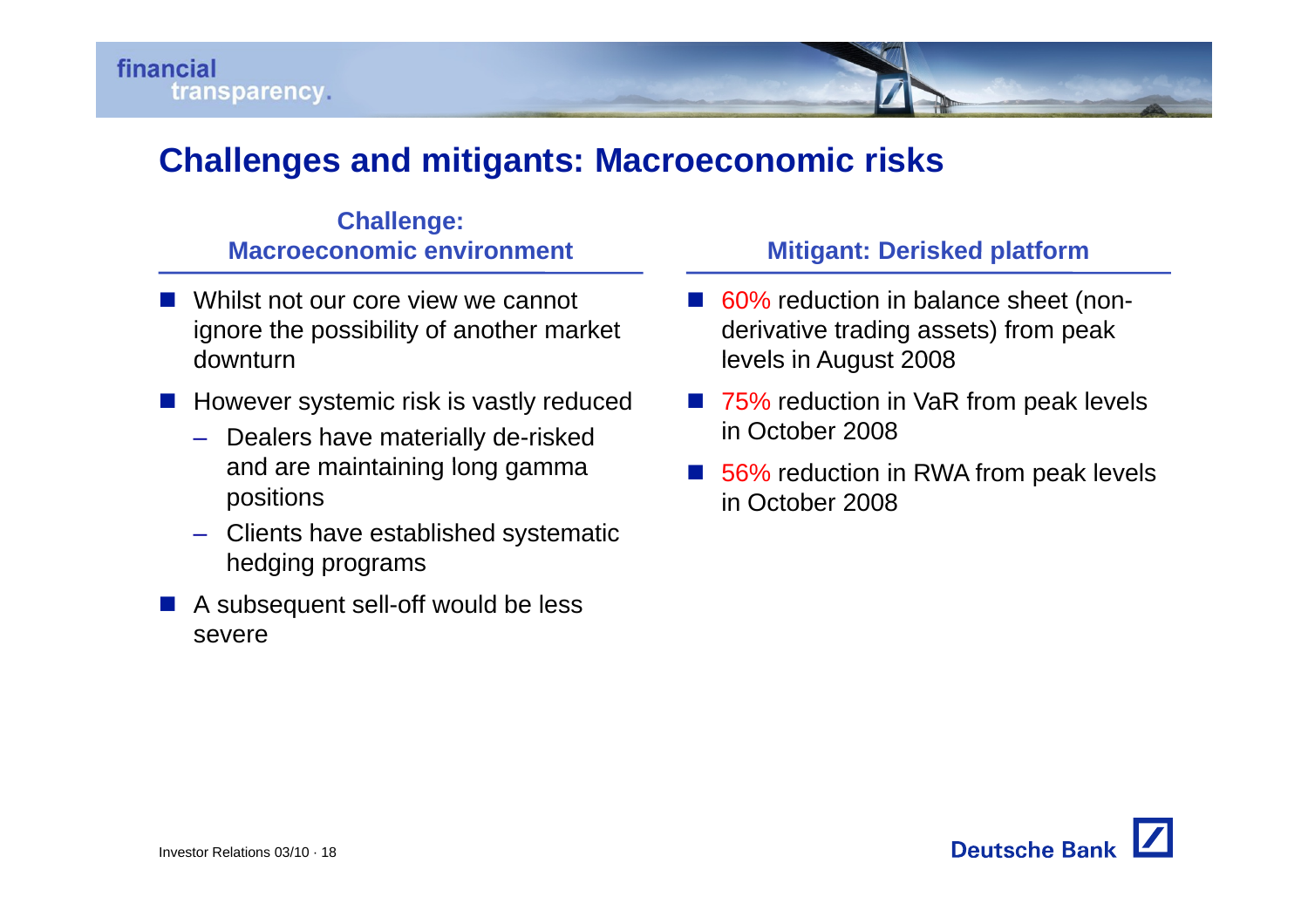# Challenges and mitigants: Macroeconomic risks

## Challenge: Macroeconomic environment

- Whilst not our core view we cannot ignore the possibility of another market downturn
- However systemic risk is vastly reduced
  - Dealers have materially de-risked and are maintaining long gamma positions
  - Clients have established systematic hedging programs
- A subsequent sell-off would be less severe

## Mitigant: Derisked platform

- 60% reduction in balance sheet (non-derivative trading assets) from peak levels in August 2008
- 75% reduction in VaR from peak levels in October 2008
- 56% reduction in RWA from peak levels in October 2008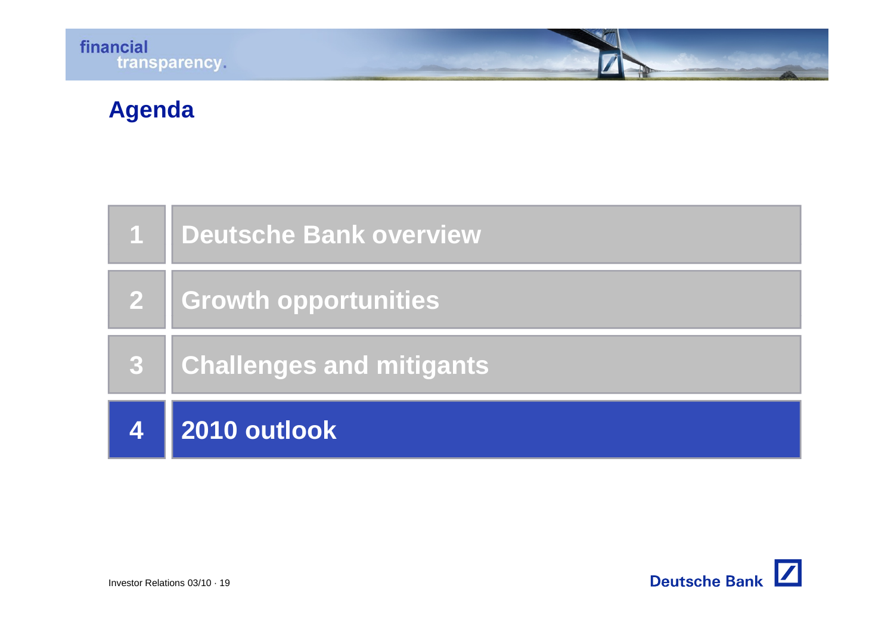## Agenda

| | |
|---|---|
| 1 | Deutsche Bank overview |
| 2 | Growth opportunities |
| 3 | Challenges and mitigants |
| 4 | **2010 outlook** |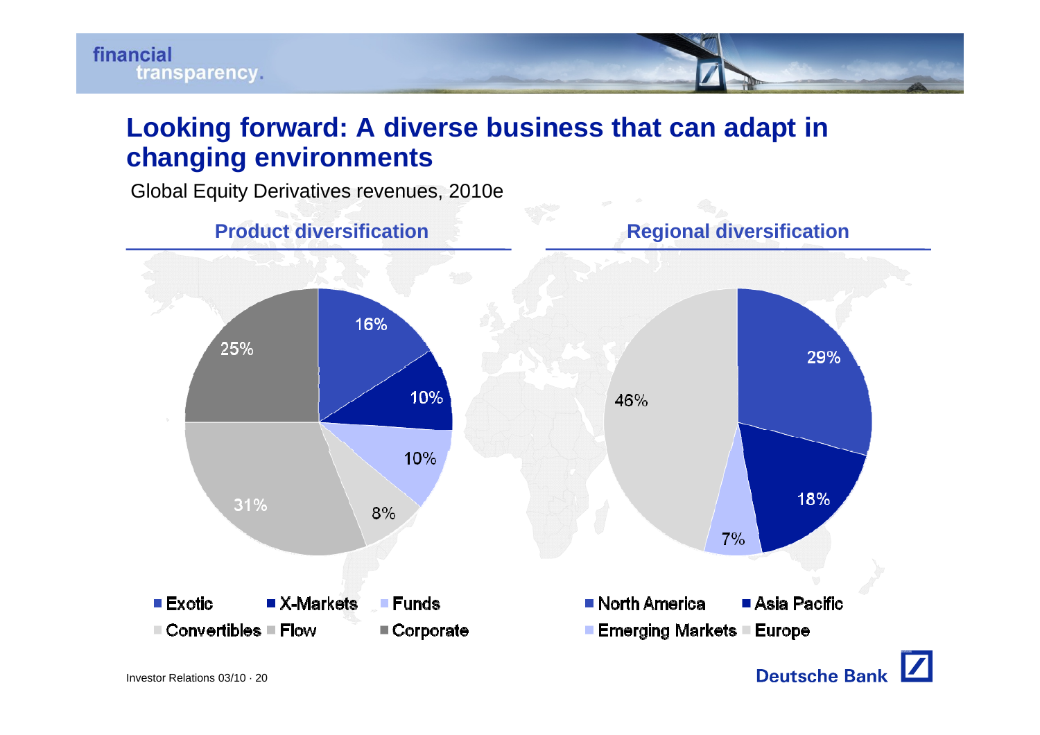# Looking forward: A diverse business that can adapt in changing environments

Global Equity Derivatives revenues, 2010e

## Product diversification

| Segment | Share |
| --- | --- |
| Exotic | 16% |
| X-Markets | 10% |
| Funds | 10% |
| Convertibles | 8% |
| Flow | 31% |
| Corporate | 25% |

## Regional diversification

| Region | Share |
| --- | --- |
| North America | 29% |
| Asia Pacific | 18% |
| Emerging Markets | 7% |
| Europe | 46% |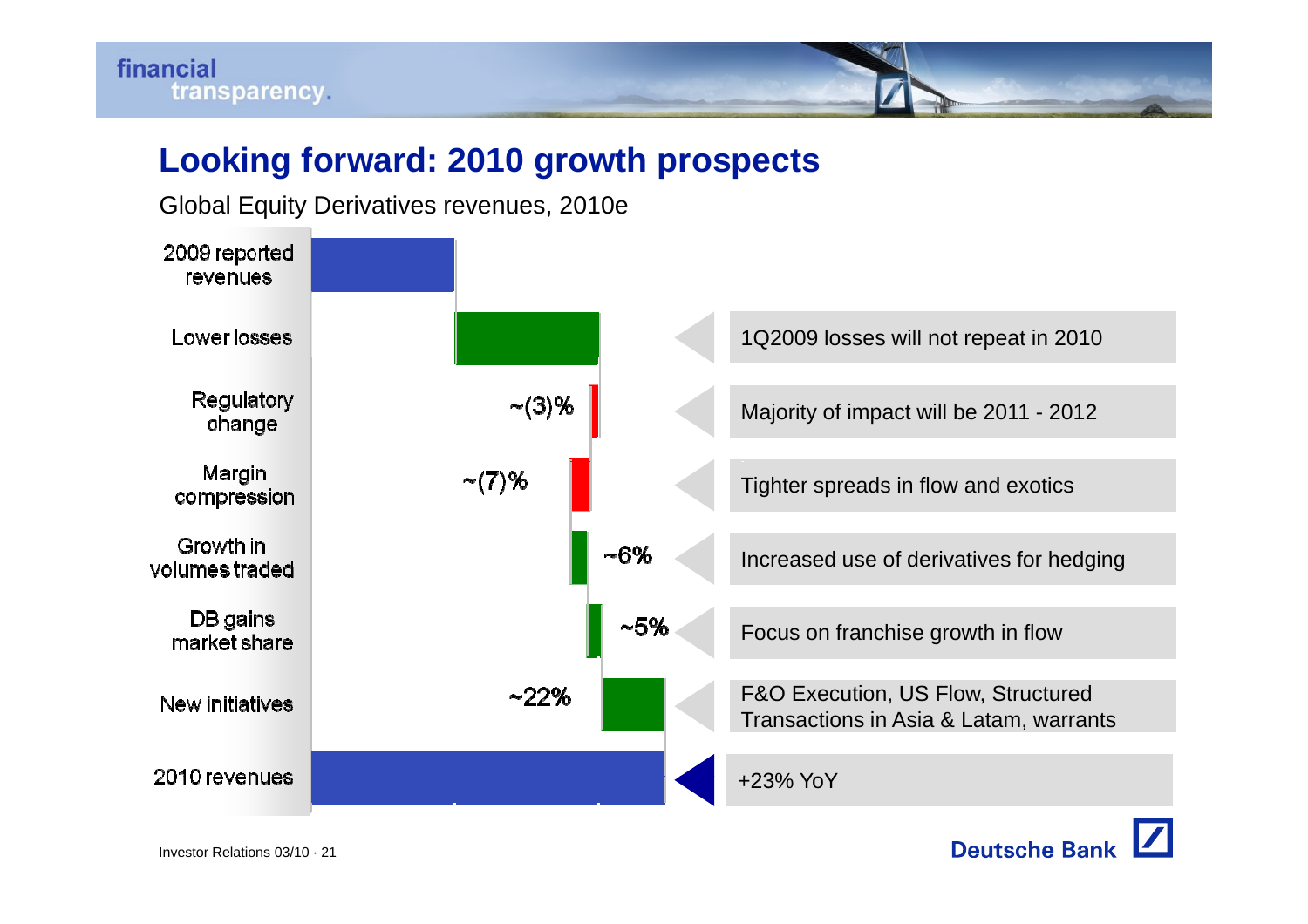## Looking forward: 2010 growth prospects

Global Equity Derivatives revenues, 2010e

| Item | Impact | Comment |
|---|---|---|
| 2009 reported revenues | | |
| Lower losses | | 1Q2009 losses will not repeat in 2010 |
| Regulatory change | ~(3)% | Majority of impact will be 2011 - 2012 |
| Margin compression | ~(7)% | Tighter spreads in flow and exotics |
| Growth in volumes traded | ~6% | Increased use of derivatives for hedging |
| DB gains market share | ~5% | Focus on franchise growth in flow |
| New initiatives | ~22% | F&O Execution, US Flow, Structured Transactions in Asia & Latam, warrants |
| 2010 revenues | | +23% YoY |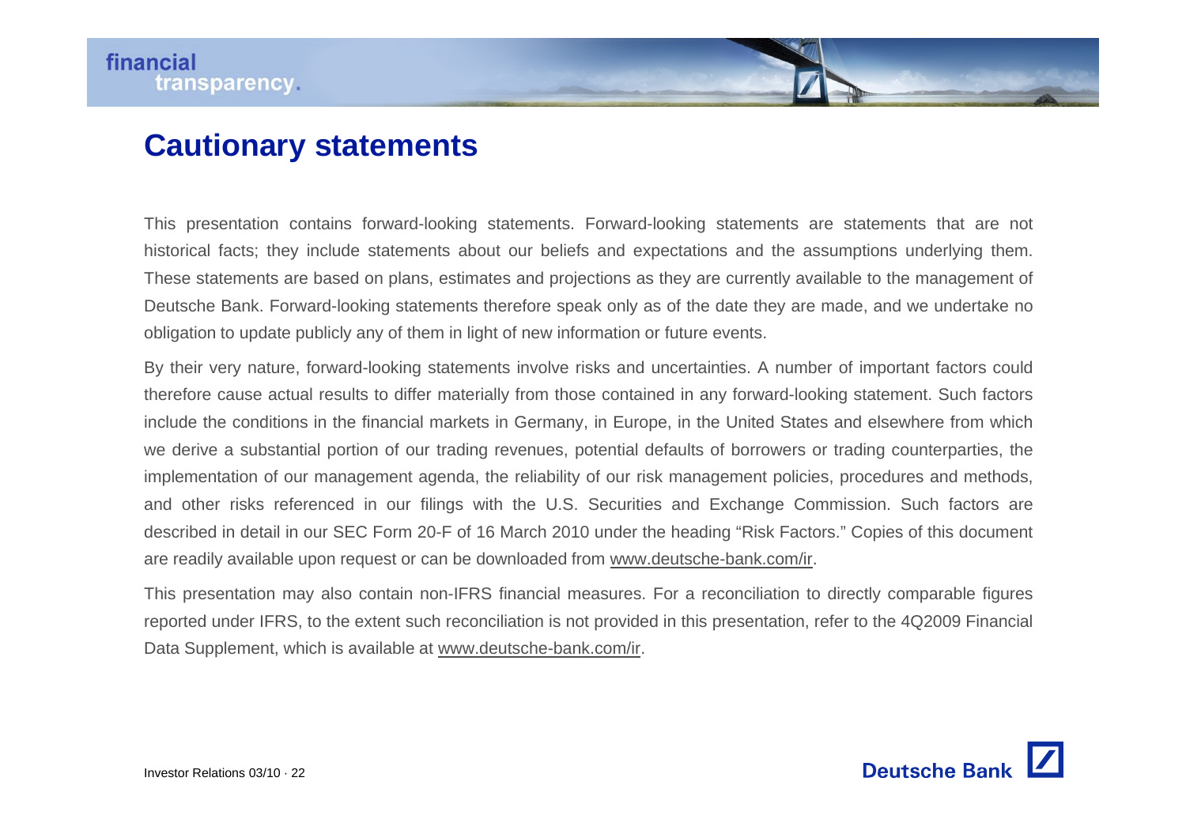## Cautionary statements

This presentation contains forward-looking statements. Forward-looking statements are statements that are not historical facts; they include statements about our beliefs and expectations and the assumptions underlying them. These statements are based on plans, estimates and projections as they are currently available to the management of Deutsche Bank. Forward-looking statements therefore speak only as of the date they are made, and we undertake no obligation to update publicly any of them in light of new information or future events.

By their very nature, forward-looking statements involve risks and uncertainties. A number of important factors could therefore cause actual results to differ materially from those contained in any forward-looking statement. Such factors include the conditions in the financial markets in Germany, in Europe, in the United States and elsewhere from which we derive a substantial portion of our trading revenues, potential defaults of borrowers or trading counterparties, the implementation of our management agenda, the reliability of our risk management policies, procedures and methods, and other risks referenced in our filings with the U.S. Securities and Exchange Commission. Such factors are described in detail in our SEC Form 20-F of 16 March 2010 under the heading "Risk Factors." Copies of this document are readily available upon request or can be downloaded from www.deutsche-bank.com/ir.

This presentation may also contain non-IFRS financial measures. For a reconciliation to directly comparable figures reported under IFRS, to the extent such reconciliation is not provided in this presentation, refer to the 4Q2009 Financial Data Supplement, which is available at www.deutsche-bank.com/ir.